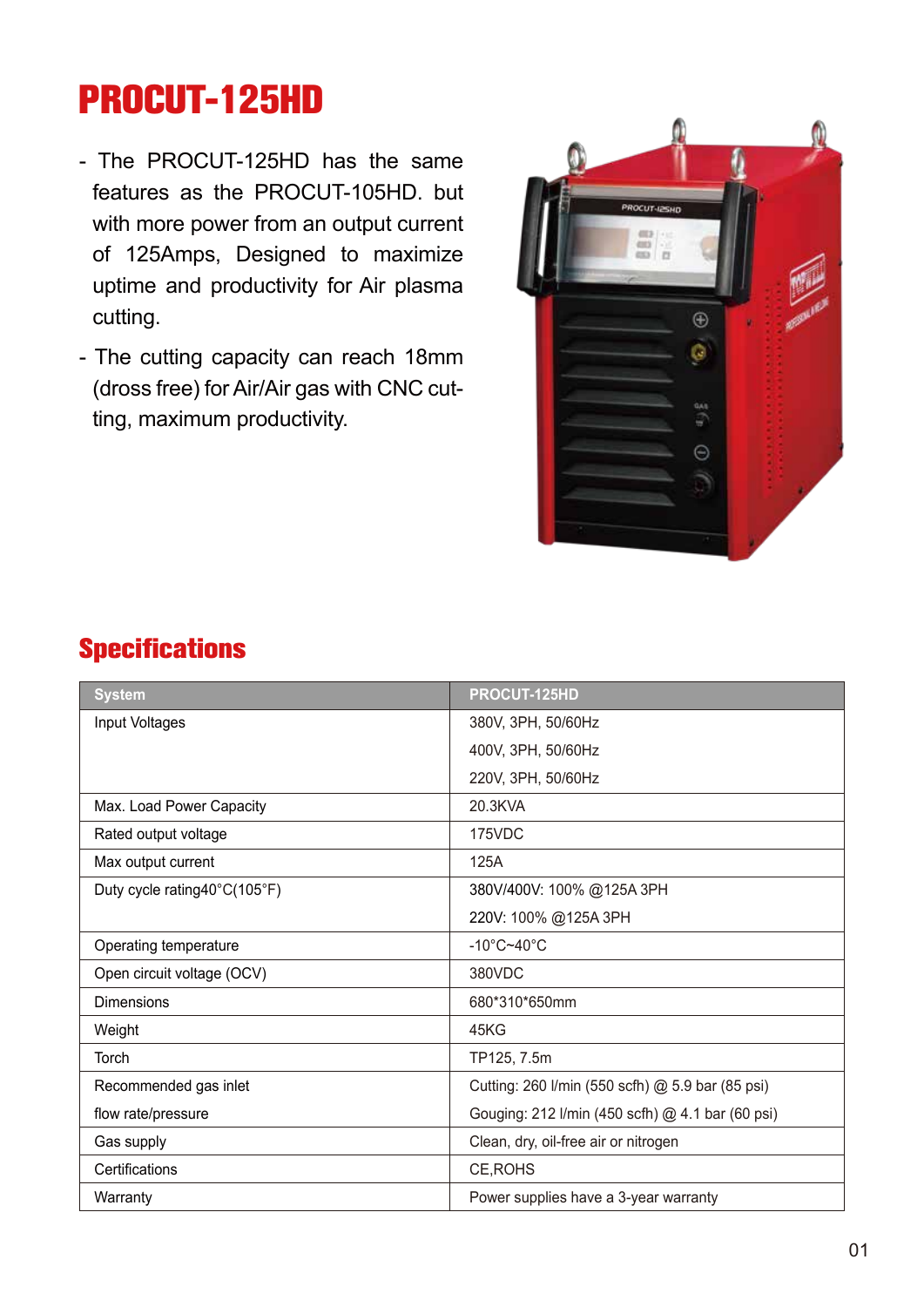# PROCUT-125HD

- The PROCUT-125HD has the same features as the PROCUT-105HD. but with more power from an output current of 125Amps, Designed to maximize uptime and productivity for Air plasma cutting.
- The cutting capacity can reach 18mm (dross free) for Air/Air gas with CNC cutting, maximum productivity.

## Specifications

| System | PROCUT-125HD |
|---|---|
| Input Voltages | 380V, 3PH, 50/60Hz<br>400V, 3PH, 50/60Hz<br>220V, 3PH, 50/60Hz |
| Max. Load Power Capacity | 20.3KVA |
| Rated output voltage | 175VDC |
| Max output current | 125A |
| Duty cycle rating40°C(105°F) | 380V/400V: 100% @125A 3PH<br>220V: 100% @125A 3PH |
| Operating temperature | -10°C~40°C |
| Open circuit voltage (OCV) | 380VDC |
| Dimensions | 680*310*650mm |
| Weight | 45KG |
| Torch | TP125, 7.5m |
| Recommended gas inlet flow rate/pressure | Cutting: 260 l/min (550 scfh) @ 5.9 bar (85 psi)<br>Gouging: 212 l/min (450 scfh) @ 4.1 bar (60 psi) |
| Gas supply | Clean, dry, oil-free air or nitrogen |
| Certifications | CE,ROHS |
| Warranty | Power supplies have a 3-year warranty |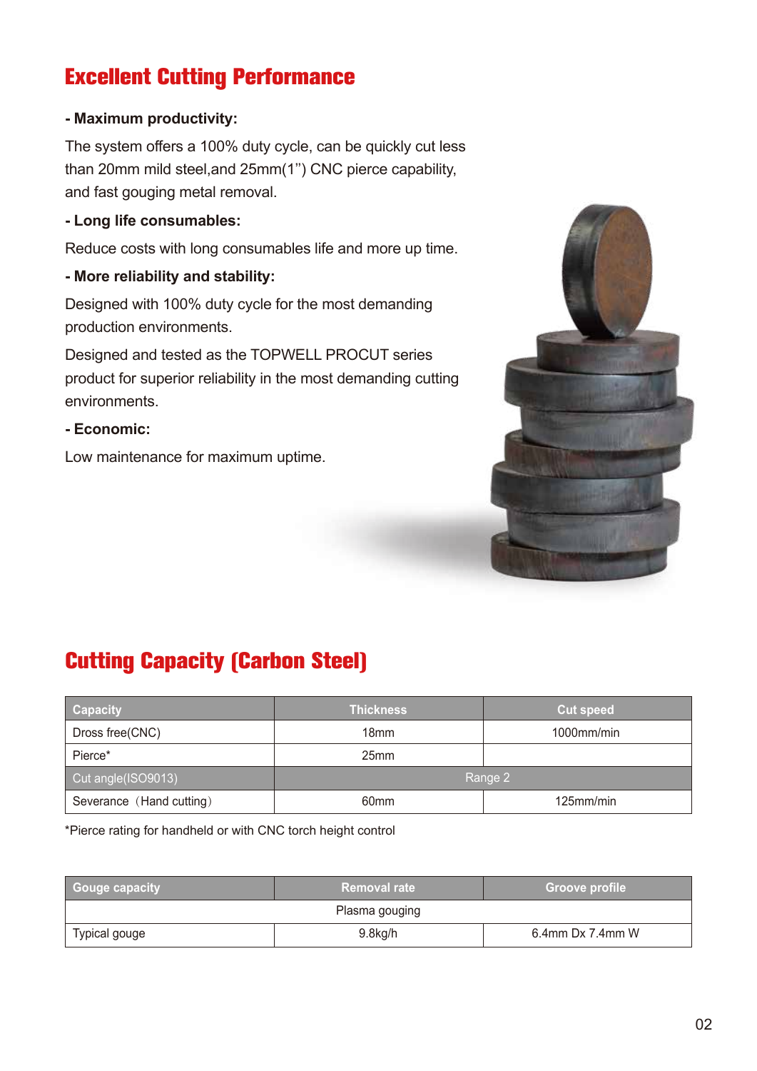## Excellent Cutting Performance

**- Maximum productivity:**

The system offers a 100% duty cycle, can be quickly cut less than 20mm mild steel,and 25mm(1") CNC pierce capability, and fast gouging metal removal.

**- Long life consumables:**

Reduce costs with long consumables life and more up time.

**- More reliability and stability:**

Designed with 100% duty cycle for the most demanding production environments.

Designed and tested as the TOPWELL PROCUT series product for superior reliability in the most demanding cutting environments.

**- Economic:**

Low maintenance for maximum uptime.

## Cutting Capacity (Carbon Steel)

| Capacity | Thickness | Cut speed |
|---|---|---|
| Dross free(CNC) | 18mm | 1000mm/min |
| Pierce* | 25mm | |
| Cut angle(ISO9013) | Range 2 | |
| Severance（Hand cutting） | 60mm | 125mm/min |

*Pierce rating for handheld or with CNC torch height control

| Gouge capacity | Removal rate | Groove profile |
|---|---|---|
| Plasma gouging | | |
| Typical gouge | 9.8kg/h | 6.4mm Dx 7.4mm W |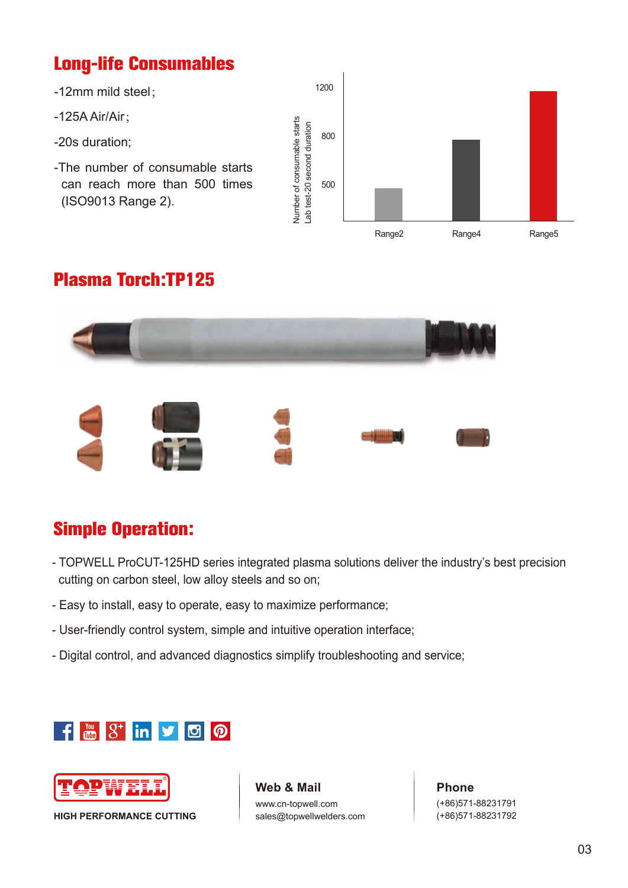## Long-life Consumables

-12mm mild steel;

-125A Air/Air;

-20s duration;

-The number of consumable starts can reach more than 500 times (ISO9013 Range 2).

Number of consumable starts
Lab test-20 second duration

1200
800
500

Range2
Range4
Range5

## Plasma Torch:TP125

## Simple Operation:

- TOPWELL ProCUT-125HD series integrated plasma solutions deliver the industry's best precision cutting on carbon steel, low alloy steels and so on;
- Easy to install, easy to operate, easy to maximize performance;
- User-friendly control system, simple and intuitive operation interface;
- Digital control, and advanced diagnostics simplify troubleshooting and service;

TOPWELL

HIGH PERFORMANCE CUTTING

**Web & Mail**

www.cn-topwell.com
sales@topwellwelders.com

**Phone**

(+86)571-88231791
(+86)571-88231792